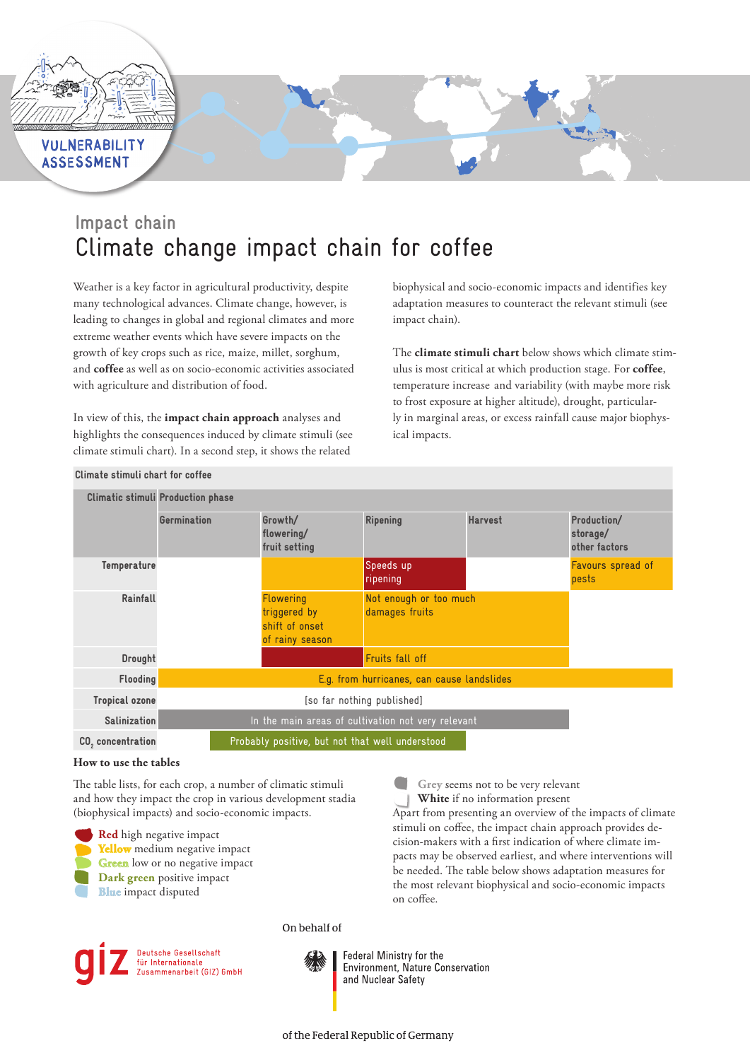VULNERABILITY ASSESSMENT

Impact chain

# Climate change impact chain for coffee

Weather is a key factor in agricultural productivity, despite many technological advances. Climate change, however, is leading to changes in global and regional climates and more extreme weather events which have severe impacts on the growth of key crops such as rice, maize, millet, sorghum, and **coffee** as well as on socio-economic activities associated with agriculture and distribution of food.

In view of this, the **impact chain approach** analyses and highlights the consequences induced by climate stimuli (see climate stimuli chart). In a second step, it shows the related biophysical and socio-economic impacts and identifies key adaptation measures to counteract the relevant stimuli (see impact chain).

The **climate stimuli chart** below shows which climate stimulus is most critical at which production stage. For **coffee**, temperature increase and variability (with maybe more risk to frost exposure at higher altitude), drought, particularly in marginal areas, or excess rainfall cause major biophysical impacts.

**Climate stimuli chart for coffee**

| Climatic stimuli | Production phase | | | | |
|---|---|---|---|---|---|
| | Germination | Growth/ flowering/ fruit setting | Ripening | Harvest | Production/ storage/ other factors |
| Temperature | | | Speeds up ripening | | Favours spread of pests |
| Rainfall | | Flowering triggered by shift of onset of rainy season | Not enough or too much damages fruits | | |
| Drought | | | Fruits fall off | | |
| Flooding | E.g. from hurricanes, can cause landslides | | | | |
| Tropical ozone | [so far nothing published] | | | | |
| Salinization | In the main areas of cultivation not very relevant | | | | |
| $CO_2$ concentration | Probably positive, but not that well understood | | | | |

**How to use the tables**

The table lists, for each crop, a number of climatic stimuli and how they impact the crop in various development stadia (biophysical impacts) and socio-economic impacts.

- **Red** high negative impact
- **Yellow** medium negative impact
- **Green** low or no negative impact
- **Dark green** positive impact
- **Blue** impact disputed
- **Grey** seems not to be very relevant
- **White** if no information present

Apart from presenting an overview of the impacts of climate stimuli on coffee, the impact chain approach provides decision-makers with a first indication of where climate impacts may be observed earliest, and where interventions will be needed. The table below shows adaptation measures for the most relevant biophysical and socio-economic impacts on coffee.

giz Deutsche Gesellschaft für Internationale Zusammenarbeit (GIZ) GmbH

On behalf of

Federal Ministry for the Environment, Nature Conservation and Nuclear Safety

of the Federal Republic of Germany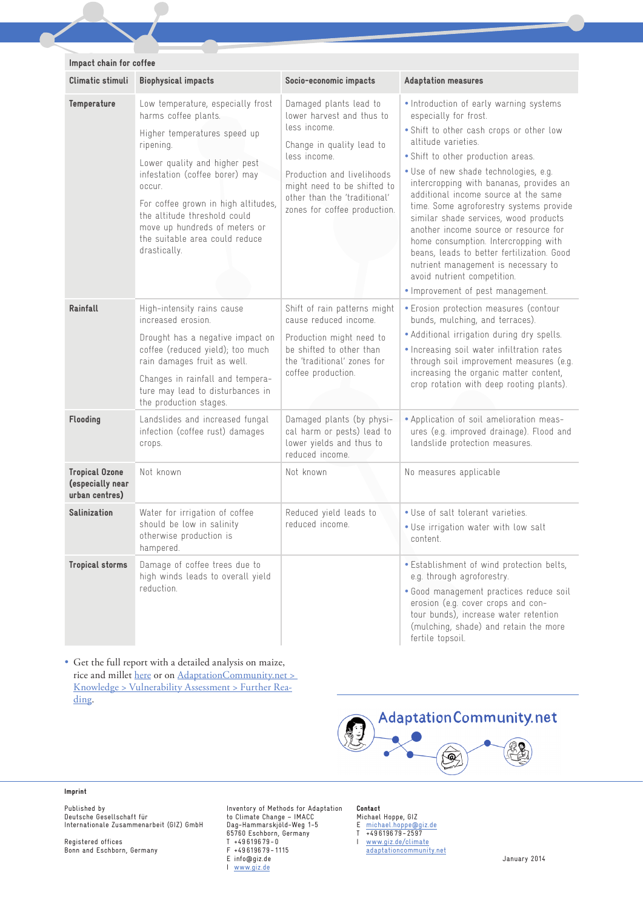| Impact chain for coffee | | | |
|---|---|---|---|
| **Climatic stimuli** | **Biophysical impacts** | **Socio-economic impacts** | **Adaptation measures** |
| **Temperature** | Low temperature, especially frost harms coffee plants.<br><br>Higher temperatures speed up ripening.<br><br>Lower quality and higher pest infestation (coffee borer) may occur.<br><br>For coffee grown in high altitudes, the altitude threshold could move up hundreds of meters or the suitable area could reduce drastically. | Damaged plants lead to lower harvest and thus to less income.<br><br>Change in quality lead to less income.<br><br>Production and livelihoods might need to be shifted to other than the 'traditional' zones for coffee production. | • Introduction of early warning systems especially for frost.<br>• Shift to other cash crops or other low altitude varieties.<br>• Shift to other production areas.<br>• Use of new shade technologies, e.g. intercropping with bananas, provides an additional income source at the same time. Some agroforestry systems provide similar shade services, wood products another income source or resource for home consumption. Intercropping with beans, leads to better fertilization. Good nutrient management is necessary to avoid nutrient competition.<br>• Improvement of pest management. |
| **Rainfall** | High-intensity rains cause increased erosion.<br><br>Drought has a negative impact on coffee (reduced yield); too much rain damages fruit as well.<br><br>Changes in rainfall and temperature may lead to disturbances in the production stages. | Shift of rain patterns might cause reduced income.<br><br>Production might need to be shifted to other than the 'traditional' zones for coffee production. | • Erosion protection measures (contour bunds, mulching, and terraces).<br>• Additional irrigation during dry spells.<br>• Increasing soil water infiltration rates through soil improvement measures (e.g. increasing the organic matter content, crop rotation with deep rooting plants). |
| **Flooding** | Landslides and increased fungal infection (coffee rust) damages crops. | Damaged plants (by physical harm or pests) lead to lower yields and thus to reduced income. | • Application of soil amelioration measures (e.g. improved drainage). Flood and landslide protection measures. |
| **Tropical Ozone (especially near urban centres)** | Not known | Not known | No measures applicable |
| **Salinization** | Water for irrigation of coffee should be low in salinity otherwise production is hampered. | Reduced yield leads to reduced income. | • Use of salt tolerant varieties.<br>• Use irrigation water with low salt content. |
| **Tropical storms** | Damage of coffee trees due to high winds leads to overall yield reduction. | | • Establishment of wind protection belts, e.g. through agroforestry.<br>• Good management practices reduce soil erosion (e.g. cover crops and contour bunds), increase water retention (mulching, shade) and retain the more fertile topsoil. |

- Get the full report with a detailed analysis on maize, rice and millet here or on AdaptationCommunity.net > Knowledge > Vulnerability Assessment > Further Reading.

AdaptationCommunity.net

**Imprint**

Published by
Deutsche Gesellschaft für
Internationale Zusammenarbeit (GIZ) GmbH

Registered offices
Bonn and Eschborn, Germany

Inventory of Methods for Adaptation to Climate Change – IMACC
Dag-Hammarskjöld-Weg 1-5
65760 Eschborn, Germany
T +49 61 96 79-0
F +49 61 96 79-1115
E info@giz.de
I www.giz.de

**Contact**
Michael Hoppe, GIZ
E michael.hoppe@giz.de
T +49 61 96 79-2597
I www.giz.de/climate
adaptationcommunity.net

January 2014